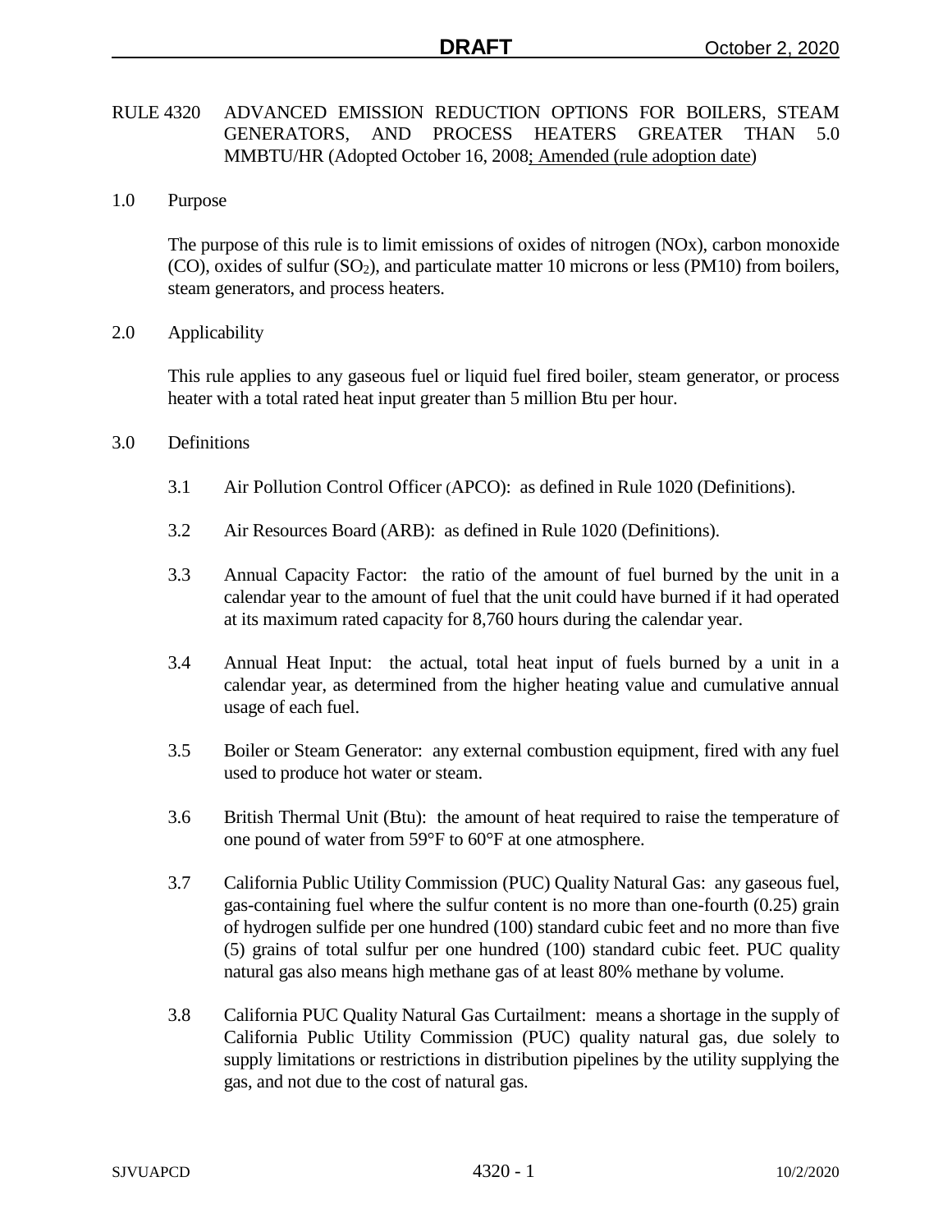# RULE 4320 ADVANCED EMISSION REDUCTION OPTIONS FOR BOILERS, STEAM GENERATORS, AND PROCESS HEATERS GREATER THAN 5.0 MMBTU/HR (Adopted October 16, 2008; Amended (rule adoption date))

## 1.0 Purpose

The purpose of this rule is to limit emissions of oxides of nitrogen (NOx), carbon monoxide (CO), oxides of sulfur ($SO_2$), and particulate matter 10 microns or less (PM10) from boilers, steam generators, and process heaters.

## 2.0 Applicability

This rule applies to any gaseous fuel or liquid fuel fired boiler, steam generator, or process heater with a total rated heat input greater than 5 million Btu per hour.

## 3.0 Definitions

3.1 Air Pollution Control Officer (APCO): as defined in Rule 1020 (Definitions).

3.2 Air Resources Board (ARB): as defined in Rule 1020 (Definitions).

3.3 Annual Capacity Factor: the ratio of the amount of fuel burned by the unit in a calendar year to the amount of fuel that the unit could have burned if it had operated at its maximum rated capacity for 8,760 hours during the calendar year.

3.4 Annual Heat Input: the actual, total heat input of fuels burned by a unit in a calendar year, as determined from the higher heating value and cumulative annual usage of each fuel.

3.5 Boiler or Steam Generator: any external combustion equipment, fired with any fuel used to produce hot water or steam.

3.6 British Thermal Unit (Btu): the amount of heat required to raise the temperature of one pound of water from 59°F to 60°F at one atmosphere.

3.7 California Public Utility Commission (PUC) Quality Natural Gas: any gaseous fuel, gas-containing fuel where the sulfur content is no more than one-fourth (0.25) grain of hydrogen sulfide per one hundred (100) standard cubic feet and no more than five (5) grains of total sulfur per one hundred (100) standard cubic feet. PUC quality natural gas also means high methane gas of at least 80% methane by volume.

3.8 California PUC Quality Natural Gas Curtailment: means a shortage in the supply of California Public Utility Commission (PUC) quality natural gas, due solely to supply limitations or restrictions in distribution pipelines by the utility supplying the gas, and not due to the cost of natural gas.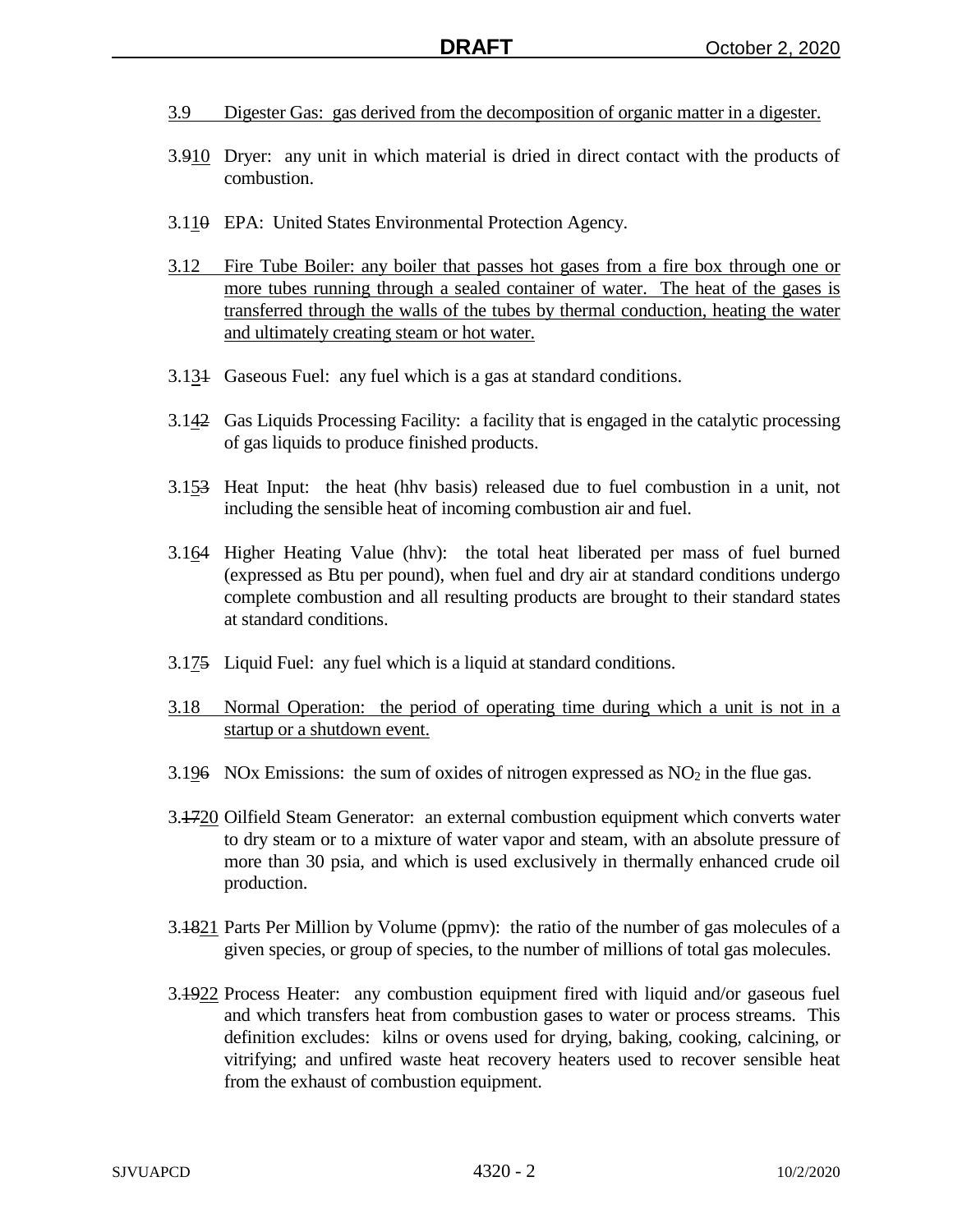3.9 Digester Gas: gas derived from the decomposition of organic matter in a digester.

3.910 Dryer: any unit in which material is dried in direct contact with the products of combustion.

3.110 EPA: United States Environmental Protection Agency.

3.12 Fire Tube Boiler: any boiler that passes hot gases from a fire box through one or more tubes running through a sealed container of water. The heat of the gases is transferred through the walls of the tubes by thermal conduction, heating the water and ultimately creating steam or hot water.

3.131 Gaseous Fuel: any fuel which is a gas at standard conditions.

3.142 Gas Liquids Processing Facility: a facility that is engaged in the catalytic processing of gas liquids to produce finished products.

3.153 Heat Input: the heat (hhv basis) released due to fuel combustion in a unit, not including the sensible heat of incoming combustion air and fuel.

3.164 Higher Heating Value (hhv): the total heat liberated per mass of fuel burned (expressed as Btu per pound), when fuel and dry air at standard conditions undergo complete combustion and all resulting products are brought to their standard states at standard conditions.

3.175 Liquid Fuel: any fuel which is a liquid at standard conditions.

3.18 Normal Operation: the period of operating time during which a unit is not in a startup or a shutdown event.

3.196 NOx Emissions: the sum of oxides of nitrogen expressed as $NO_2$ in the flue gas.

3.1720 Oilfield Steam Generator: an external combustion equipment which converts water to dry steam or to a mixture of water vapor and steam, with an absolute pressure of more than 30 psia, and which is used exclusively in thermally enhanced crude oil production.

3.1821 Parts Per Million by Volume (ppmv): the ratio of the number of gas molecules of a given species, or group of species, to the number of millions of total gas molecules.

3.1922 Process Heater: any combustion equipment fired with liquid and/or gaseous fuel and which transfers heat from combustion gases to water or process streams. This definition excludes: kilns or ovens used for drying, baking, cooking, calcining, or vitrifying; and unfired waste heat recovery heaters used to recover sensible heat from the exhaust of combustion equipment.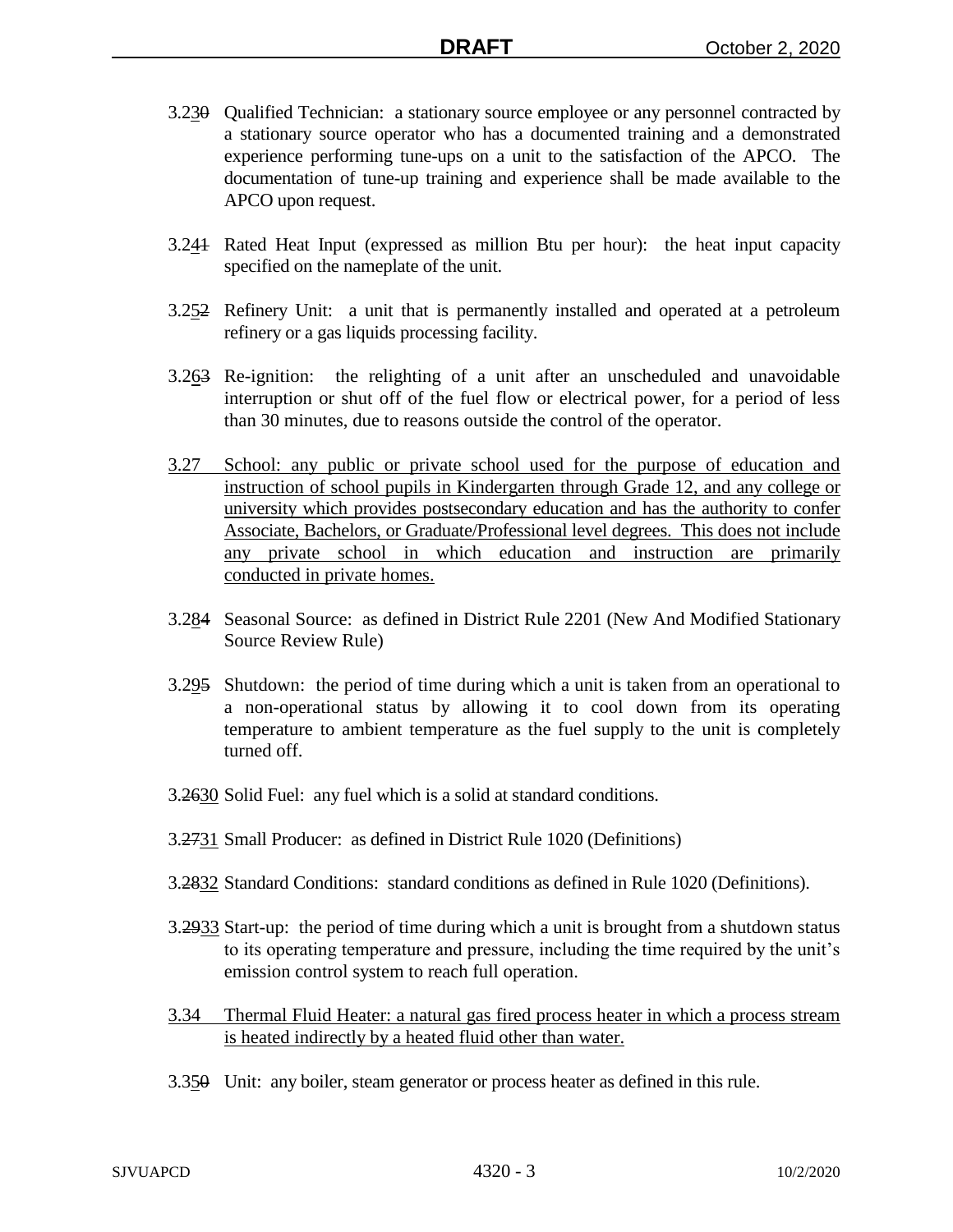3.23~~0~~ Qualified Technician: a stationary source employee or any personnel contracted by a stationary source operator who has a documented training and a demonstrated experience performing tune-ups on a unit to the satisfaction of the APCO. The documentation of tune-up training and experience shall be made available to the APCO upon request.

3.24~~1~~ Rated Heat Input (expressed as million Btu per hour): the heat input capacity specified on the nameplate of the unit.

3.25~~2~~ Refinery Unit: a unit that is permanently installed and operated at a petroleum refinery or a gas liquids processing facility.

3.26~~3~~ Re-ignition: the relighting of a unit after an unscheduled and unavoidable interruption or shut off of the fuel flow or electrical power, for a period of less than 30 minutes, due to reasons outside the control of the operator.

3.27 School: any public or private school used for the purpose of education and instruction of school pupils in Kindergarten through Grade 12, and any college or university which provides postsecondary education and has the authority to confer Associate, Bachelors, or Graduate/Professional level degrees. This does not include any private school in which education and instruction are primarily conducted in private homes.

3.28~~4~~ Seasonal Source: as defined in District Rule 2201 (New And Modified Stationary Source Review Rule)

3.29~~5~~ Shutdown: the period of time during which a unit is taken from an operational to a non-operational status by allowing it to cool down from its operating temperature to ambient temperature as the fuel supply to the unit is completely turned off.

3.~~26~~30 Solid Fuel: any fuel which is a solid at standard conditions.

3.~~27~~31 Small Producer: as defined in District Rule 1020 (Definitions)

3.~~28~~32 Standard Conditions: standard conditions as defined in Rule 1020 (Definitions).

3.~~29~~33 Start-up: the period of time during which a unit is brought from a shutdown status to its operating temperature and pressure, including the time required by the unit's emission control system to reach full operation.

3.34 Thermal Fluid Heater: a natural gas fired process heater in which a process stream is heated indirectly by a heated fluid other than water.

3.35~~0~~ Unit: any boiler, steam generator or process heater as defined in this rule.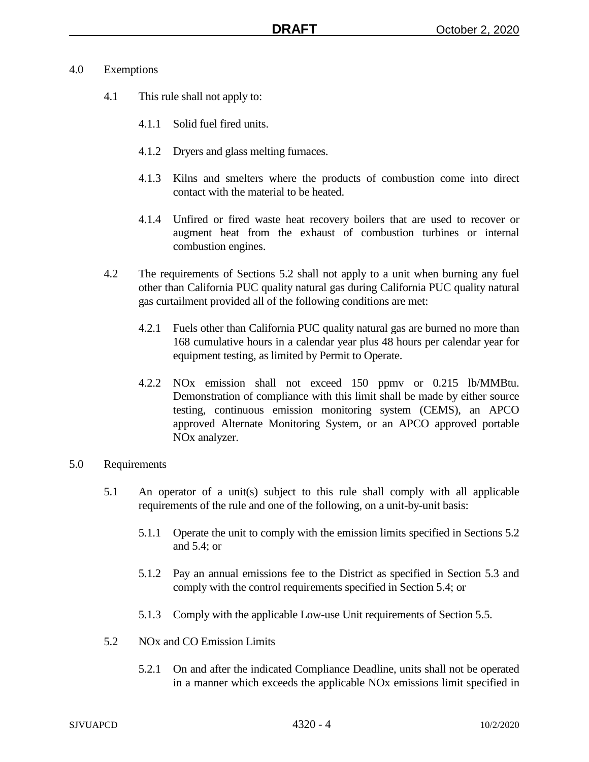## 4.0 Exemptions

4.1 This rule shall not apply to:

4.1.1 Solid fuel fired units.

4.1.2 Dryers and glass melting furnaces.

4.1.3 Kilns and smelters where the products of combustion come into direct contact with the material to be heated.

4.1.4 Unfired or fired waste heat recovery boilers that are used to recover or augment heat from the exhaust of combustion turbines or internal combustion engines.

4.2 The requirements of Sections 5.2 shall not apply to a unit when burning any fuel other than California PUC quality natural gas during California PUC quality natural gas curtailment provided all of the following conditions are met:

4.2.1 Fuels other than California PUC quality natural gas are burned no more than 168 cumulative hours in a calendar year plus 48 hours per calendar year for equipment testing, as limited by Permit to Operate.

4.2.2 NOx emission shall not exceed 150 ppmv or 0.215 lb/MMBtu. Demonstration of compliance with this limit shall be made by either source testing, continuous emission monitoring system (CEMS), an APCO approved Alternate Monitoring System, or an APCO approved portable NOx analyzer.

## 5.0 Requirements

5.1 An operator of a unit(s) subject to this rule shall comply with all applicable requirements of the rule and one of the following, on a unit-by-unit basis:

5.1.1 Operate the unit to comply with the emission limits specified in Sections 5.2 and 5.4; or

5.1.2 Pay an annual emissions fee to the District as specified in Section 5.3 and comply with the control requirements specified in Section 5.4; or

5.1.3 Comply with the applicable Low-use Unit requirements of Section 5.5.

5.2 NOx and CO Emission Limits

5.2.1 On and after the indicated Compliance Deadline, units shall not be operated in a manner which exceeds the applicable NOx emissions limit specified in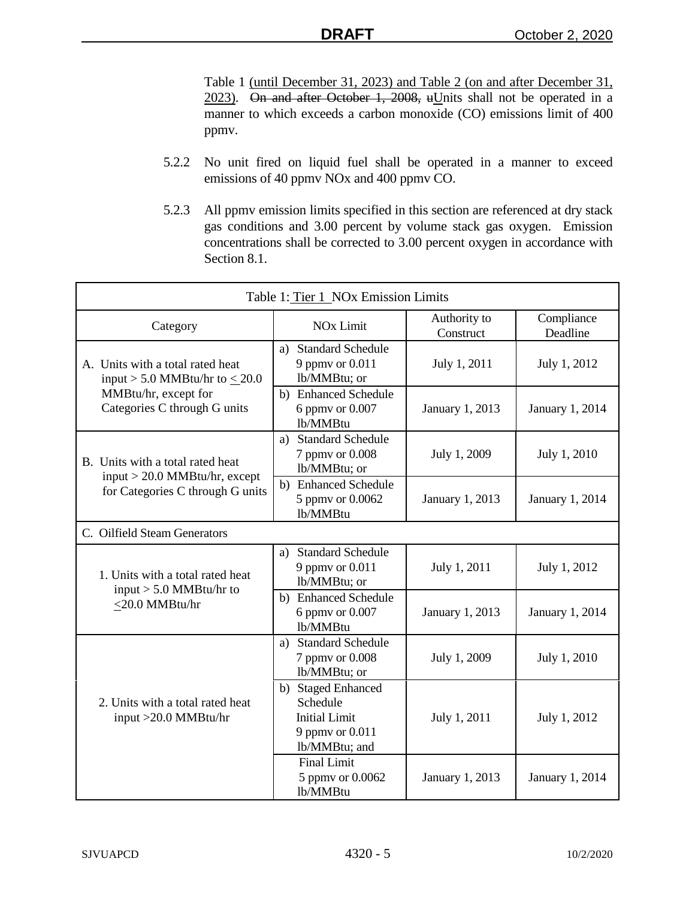Table 1 (until December 31, 2023) and Table 2 (on and after December 31, 2023). ~~On and after October 1, 2008,~~ ~~u~~Units shall not be operated in a manner to which exceeds a carbon monoxide (CO) emissions limit of 400 ppmv.

5.2.2 No unit fired on liquid fuel shall be operated in a manner to exceed emissions of 40 ppmv NOx and 400 ppmv CO.

5.2.3 All ppmv emission limits specified in this section are referenced at dry stack gas conditions and 3.00 percent by volume stack gas oxygen. Emission concentrations shall be corrected to 3.00 percent oxygen in accordance with Section 8.1.

| Table 1: Tier 1 NOx Emission Limits | | | |
|---|---|---|---|
| Category | NOx Limit | Authority to Construct | Compliance Deadline |
| A. Units with a total rated heat input > 5.0 MMBtu/hr to ≤ 20.0 MMBtu/hr, except for Categories C through G units | a) Standard Schedule 9 ppmv or 0.011 lb/MMBtu; or | July 1, 2011 | July 1, 2012 |
| | b) Enhanced Schedule 6 ppmv or 0.007 lb/MMBtu | January 1, 2013 | January 1, 2014 |
| B. Units with a total rated heat input > 20.0 MMBtu/hr, except for Categories C through G units | a) Standard Schedule 7 ppmv or 0.008 lb/MMBtu; or | July 1, 2009 | July 1, 2010 |
| | b) Enhanced Schedule 5 ppmv or 0.0062 lb/MMBtu | January 1, 2013 | January 1, 2014 |
| C. Oilfield Steam Generators | | | |
| 1. Units with a total rated heat input > 5.0 MMBtu/hr to ≤20.0 MMBtu/hr | a) Standard Schedule 9 ppmv or 0.011 lb/MMBtu; or | July 1, 2011 | July 1, 2012 |
| | b) Enhanced Schedule 6 ppmv or 0.007 lb/MMBtu | January 1, 2013 | January 1, 2014 |
| 2. Units with a total rated heat input >20.0 MMBtu/hr | a) Standard Schedule 7 ppmv or 0.008 lb/MMBtu; or | July 1, 2009 | July 1, 2010 |
| | b) Staged Enhanced Schedule Initial Limit 9 ppmv or 0.011 lb/MMBtu; and | July 1, 2011 | July 1, 2012 |
| | Final Limit 5 ppmv or 0.0062 lb/MMBtu | January 1, 2013 | January 1, 2014 |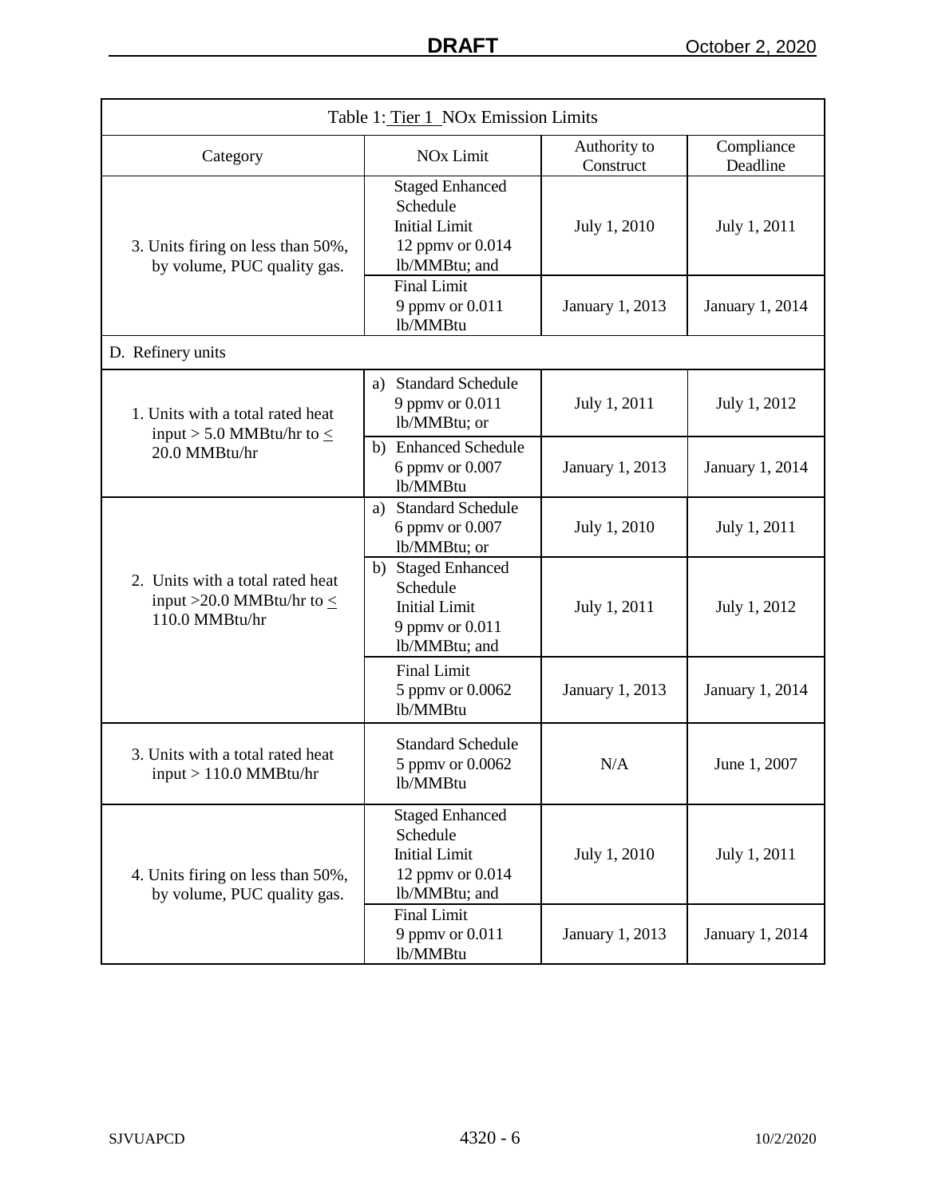| Table 1: Tier 1 NOx Emission Limits | | | |
|---|---|---|---|
| Category | NOx Limit | Authority to Construct | Compliance Deadline |
| 3. Units firing on less than 50%, by volume, PUC quality gas. | Staged Enhanced Schedule Initial Limit 12 ppmv or 0.014 lb/MMBtu; and | July 1, 2010 | July 1, 2011 |
| | Final Limit 9 ppmv or 0.011 lb/MMBtu | January 1, 2013 | January 1, 2014 |
| D. Refinery units | | | |
| 1. Units with a total rated heat input > 5.0 MMBtu/hr to ≤ 20.0 MMBtu/hr | a) Standard Schedule 9 ppmv or 0.011 lb/MMBtu; or | July 1, 2011 | July 1, 2012 |
| | b) Enhanced Schedule 6 ppmv or 0.007 lb/MMBtu | January 1, 2013 | January 1, 2014 |
| 2. Units with a total rated heat input >20.0 MMBtu/hr to ≤ 110.0 MMBtu/hr | a) Standard Schedule 6 ppmv or 0.007 lb/MMBtu; or | July 1, 2010 | July 1, 2011 |
| | b) Staged Enhanced Schedule Initial Limit 9 ppmv or 0.011 lb/MMBtu; and | July 1, 2011 | July 1, 2012 |
| | Final Limit 5 ppmv or 0.0062 lb/MMBtu | January 1, 2013 | January 1, 2014 |
| 3. Units with a total rated heat input > 110.0 MMBtu/hr | Standard Schedule 5 ppmv or 0.0062 lb/MMBtu | N/A | June 1, 2007 |
| 4. Units firing on less than 50%, by volume, PUC quality gas. | Staged Enhanced Schedule Initial Limit 12 ppmv or 0.014 lb/MMBtu; and | July 1, 2010 | July 1, 2011 |
| | Final Limit 9 ppmv or 0.011 lb/MMBtu | January 1, 2013 | January 1, 2014 |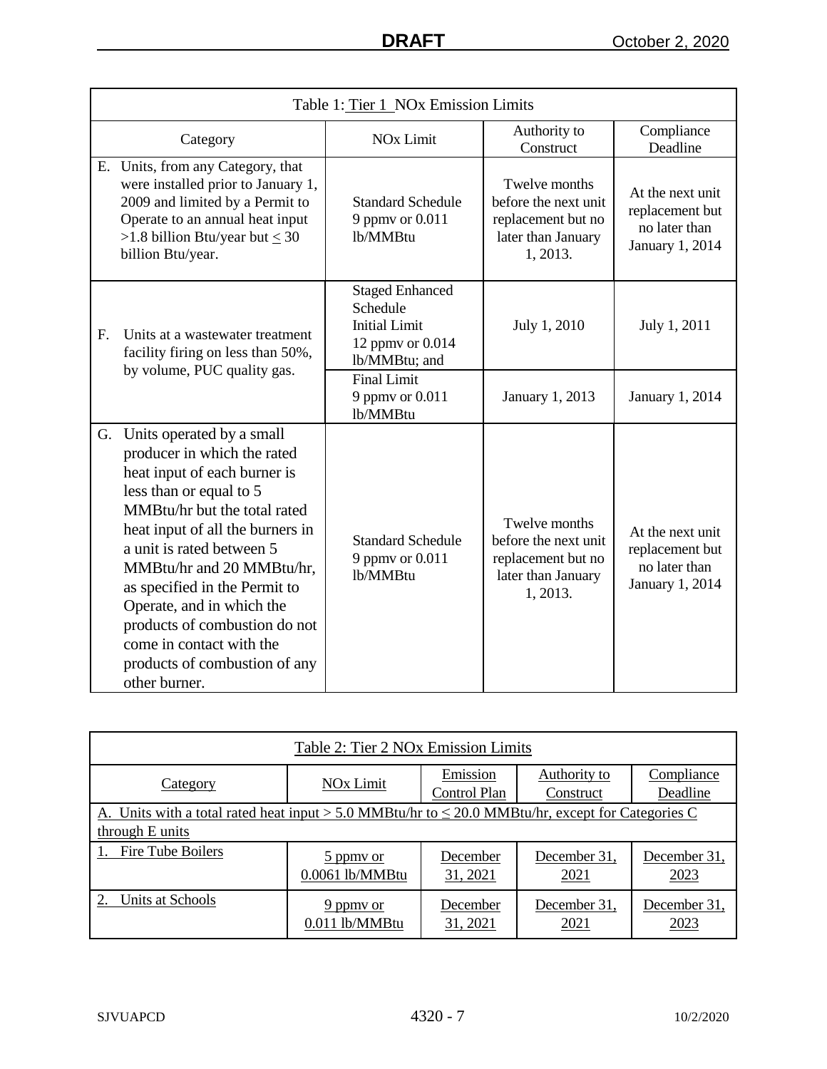| Table 1: Tier 1 NOx Emission Limits | | | |
|---|---|---|---|
| Category | NOx Limit | Authority to Construct | Compliance Deadline |
| E. Units, from any Category, that were installed prior to January 1, 2009 and limited by a Permit to Operate to an annual heat input >1.8 billion Btu/year but ≤ 30 billion Btu/year. | Standard Schedule 9 ppmv or 0.011 lb/MMBtu | Twelve months before the next unit replacement but no later than January 1, 2013. | At the next unit replacement but no later than January 1, 2014 |
| F. Units at a wastewater treatment facility firing on less than 50%, by volume, PUC quality gas. | Staged Enhanced Schedule Initial Limit 12 ppmv or 0.014 lb/MMBtu; and | July 1, 2010 | July 1, 2011 |
| | Final Limit 9 ppmv or 0.011 lb/MMBtu | January 1, 2013 | January 1, 2014 |
| G. Units operated by a small producer in which the rated heat input of each burner is less than or equal to 5 MMBtu/hr but the total rated heat input of all the burners in a unit is rated between 5 MMBtu/hr and 20 MMBtu/hr, as specified in the Permit to Operate, and in which the products of combustion do not come in contact with the products of combustion of any other burner. | Standard Schedule 9 ppmv or 0.011 lb/MMBtu | Twelve months before the next unit replacement but no later than January 1, 2013. | At the next unit replacement but no later than January 1, 2014 |

| Table 2: Tier 2 NOx Emission Limits | | | | |
|---|---|---|---|---|
| Category | NOx Limit | Emission Control Plan | Authority to Construct | Compliance Deadline |
| A. Units with a total rated heat input > 5.0 MMBtu/hr to ≤ 20.0 MMBtu/hr, except for Categories C through E units | | | | |
| 1. Fire Tube Boilers | 5 ppmv or 0.0061 lb/MMBtu | December 31, 2021 | December 31, 2021 | December 31, 2023 |
| 2. Units at Schools | 9 ppmv or 0.011 lb/MMBtu | December 31, 2021 | December 31, 2021 | December 31, 2023 |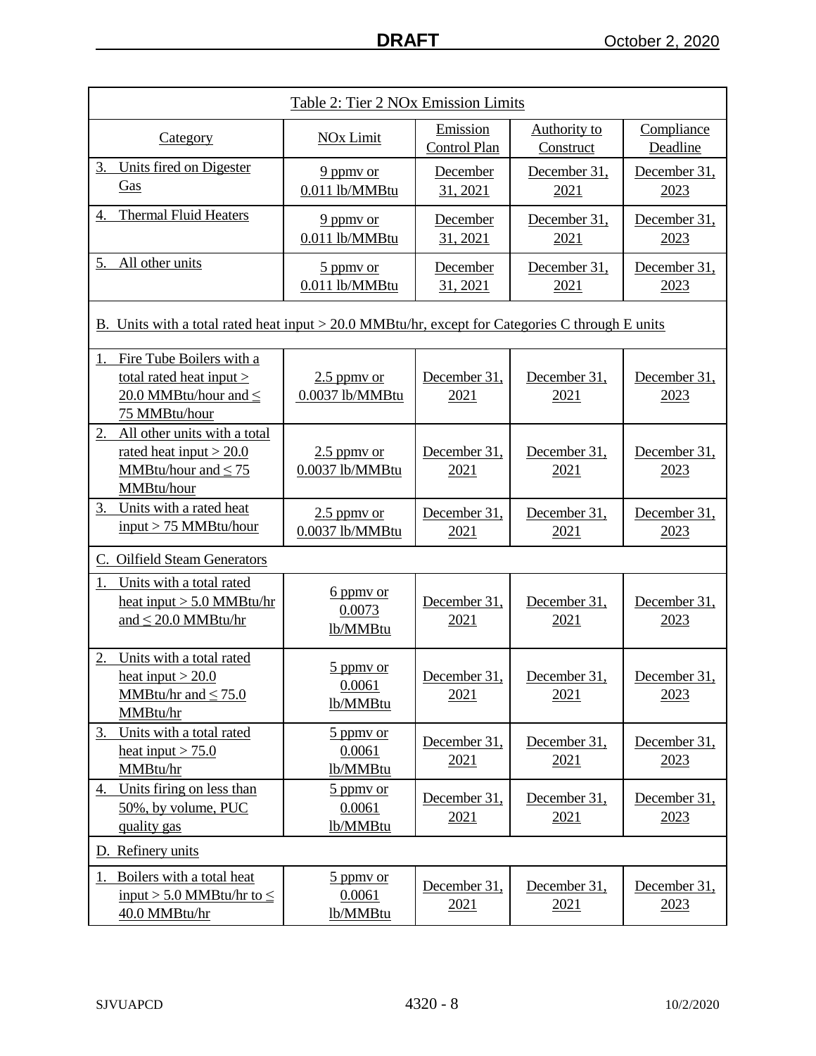| Table 2: Tier 2 NOx Emission Limits | | | | |
|---|---|---|---|---|
| Category | NOx Limit | Emission Control Plan | Authority to Construct | Compliance Deadline |
| 3. Units fired on Digester Gas | 9 ppmv or 0.011 lb/MMBtu | December 31, 2021 | December 31, 2021 | December 31, 2023 |
| 4. Thermal Fluid Heaters | 9 ppmv or 0.011 lb/MMBtu | December 31, 2021 | December 31, 2021 | December 31, 2023 |
| 5. All other units | 5 ppmv or 0.011 lb/MMBtu | December 31, 2021 | December 31, 2021 | December 31, 2023 |
| B. Units with a total rated heat input > 20.0 MMBtu/hr, except for Categories C through E units | | | | |
| 1. Fire Tube Boilers with a total rated heat input > 20.0 MMBtu/hour and ≤ 75 MMBtu/hour | 2.5 ppmv or 0.0037 lb/MMBtu | December 31, 2021 | December 31, 2021 | December 31, 2023 |
| 2. All other units with a total rated heat input > 20.0 MMBtu/hour and ≤ 75 MMBtu/hour | 2.5 ppmv or 0.0037 lb/MMBtu | December 31, 2021 | December 31, 2021 | December 31, 2023 |
| 3. Units with a rated heat input > 75 MMBtu/hour | 2.5 ppmv or 0.0037 lb/MMBtu | December 31, 2021 | December 31, 2021 | December 31, 2023 |
| C. Oilfield Steam Generators | | | | |
| 1. Units with a total rated heat input > 5.0 MMBtu/hr and ≤ 20.0 MMBtu/hr | 6 ppmv or 0.0073 lb/MMBtu | December 31, 2021 | December 31, 2021 | December 31, 2023 |
| 2. Units with a total rated heat input > 20.0 MMBtu/hr and ≤ 75.0 MMBtu/hr | 5 ppmv or 0.0061 lb/MMBtu | December 31, 2021 | December 31, 2021 | December 31, 2023 |
| 3. Units with a total rated heat input > 75.0 MMBtu/hr | 5 ppmv or 0.0061 lb/MMBtu | December 31, 2021 | December 31, 2021 | December 31, 2023 |
| 4. Units firing on less than 50%, by volume, PUC quality gas | 5 ppmv or 0.0061 lb/MMBtu | December 31, 2021 | December 31, 2021 | December 31, 2023 |
| D. Refinery units | | | | |
| 1. Boilers with a total heat input > 5.0 MMBtu/hr to ≤ 40.0 MMBtu/hr | 5 ppmv or 0.0061 lb/MMBtu | December 31, 2021 | December 31, 2021 | December 31, 2023 |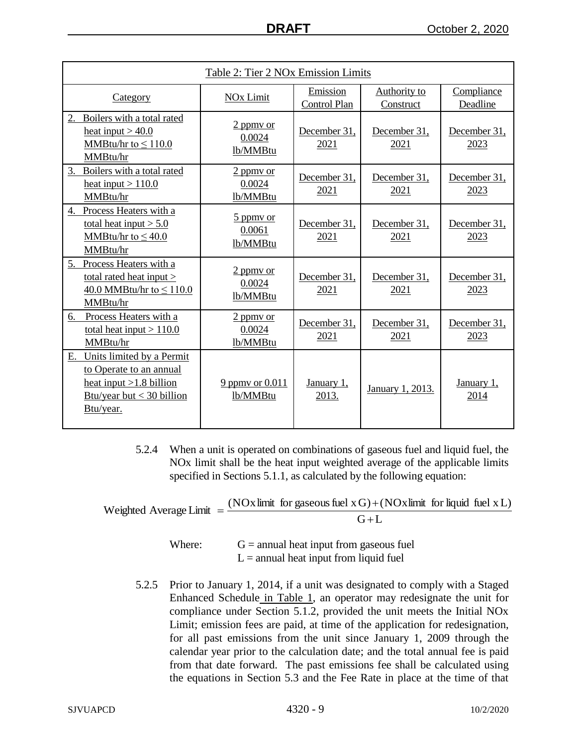| Table 2: Tier 2 NOx Emission Limits | | | | |
|---|---|---|---|---|
| Category | NOx Limit | Emission Control Plan | Authority to Construct | Compliance Deadline |
| 2. Boilers with a total rated heat input > 40.0 MMBtu/hr to ≤ 110.0 MMBtu/hr | 2 ppmv or 0.0024 lb/MMBtu | December 31, 2021 | December 31, 2021 | December 31, 2023 |
| 3. Boilers with a total rated heat input > 110.0 MMBtu/hr | 2 ppmv or 0.0024 lb/MMBtu | December 31, 2021 | December 31, 2021 | December 31, 2023 |
| 4. Process Heaters with a total heat input > 5.0 MMBtu/hr to ≤ 40.0 MMBtu/hr | 5 ppmv or 0.0061 lb/MMBtu | December 31, 2021 | December 31, 2021 | December 31, 2023 |
| 5. Process Heaters with a total rated heat input > 40.0 MMBtu/hr to ≤ 110.0 MMBtu/hr | 2 ppmv or 0.0024 lb/MMBtu | December 31, 2021 | December 31, 2021 | December 31, 2023 |
| 6. Process Heaters with a total heat input > 110.0 MMBtu/hr | 2 ppmv or 0.0024 lb/MMBtu | December 31, 2021 | December 31, 2021 | December 31, 2023 |
| E. Units limited by a Permit to Operate to an annual heat input >1.8 billion Btu/year but < 30 billion Btu/year. | 9 ppmv or 0.011 lb/MMBtu | January 1, 2013. | January 1, 2013. | January 1, 2014 |

5.2.4 When a unit is operated on combinations of gaseous fuel and liquid fuel, the NOx limit shall be the heat input weighted average of the applicable limits specified in Sections 5.1.1, as calculated by the following equation:

$$\text{Weighted Average Limit} = \frac{(\text{NOx limit for gaseous fuel x G}) + (\text{NOx limit for liquid fuel x L})}{G + L}$$

Where: $G$ = annual heat input from gaseous fuel
$L$ = annual heat input from liquid fuel

5.2.5 Prior to January 1, 2014, if a unit was designated to comply with a Staged Enhanced Schedule in Table 1, an operator may redesignate the unit for compliance under Section 5.1.2, provided the unit meets the Initial NOx Limit; emission fees are paid, at time of the application for redesignation, for all past emissions from the unit since January 1, 2009 through the calendar year prior to the calculation date; and the total annual fee is paid from that date forward. The past emissions fee shall be calculated using the equations in Section 5.3 and the Fee Rate in place at the time of that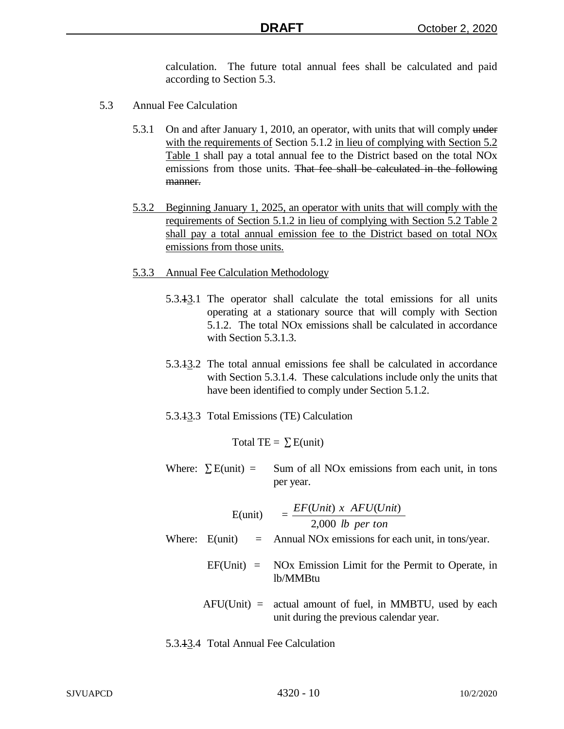calculation. The future total annual fees shall be calculated and paid according to Section 5.3.

5.3 Annual Fee Calculation

5.3.1 On and after January 1, 2010, an operator, with units that will comply ~~under~~ with the requirements of Section 5.1.2 in lieu of complying with Section 5.2 Table 1 shall pay a total annual fee to the District based on the total NOx emissions from those units. ~~That fee shall be calculated in the following manner.~~

5.3.2 Beginning January 1, 2025, an operator with units that will comply with the requirements of Section 5.1.2 in lieu of complying with Section 5.2 Table 2 shall pay a total annual emission fee to the District based on total NOx emissions from those units.

5.3.3 Annual Fee Calculation Methodology

5.3.~~1~~3.1 The operator shall calculate the total emissions for all units operating at a stationary source that will comply with Section 5.1.2. The total NOx emissions shall be calculated in accordance with Section 5.3.1.3.

5.3.~~1~~3.2 The total annual emissions fee shall be calculated in accordance with Section 5.3.1.4. These calculations include only the units that have been identified to comply under Section 5.1.2.

5.3.~~1~~3.3 Total Emissions (TE) Calculation

$$\text{Total TE} = \sum \text{E(unit)}$$

Where: $\sum$ E(unit) = Sum of all NOx emissions from each unit, in tons per year.

$$\text{E(unit)} = \frac{EF(Unit)\ x\ \ AFU(Unit)}{2{,}000\ \ lb\ \ per\ ton}$$

Where: E(unit) = Annual NOx emissions for each unit, in tons/year.

EF(Unit) = NOx Emission Limit for the Permit to Operate, in lb/MMBtu

AFU(Unit) = actual amount of fuel, in MMBTU, used by each unit during the previous calendar year.

5.3.~~1~~3.4 Total Annual Fee Calculation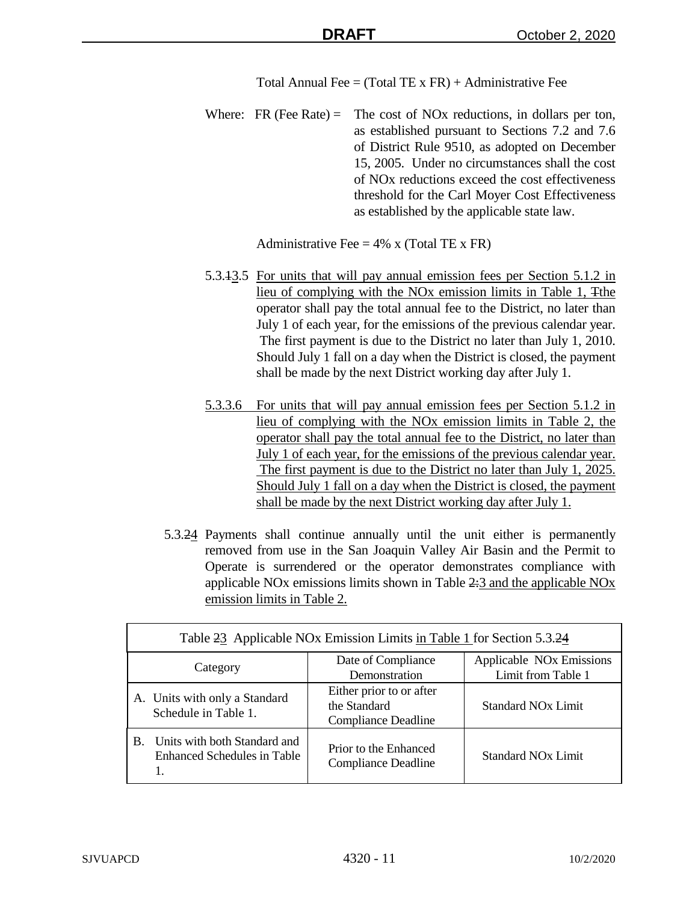Total Annual Fee = (Total TE x FR) + Administrative Fee

Where: FR (Fee Rate) = The cost of NOx reductions, in dollars per ton, as established pursuant to Sections 7.2 and 7.6 of District Rule 9510, as adopted on December 15, 2005. Under no circumstances shall the cost of NOx reductions exceed the cost effectiveness threshold for the Carl Moyer Cost Effectiveness as established by the applicable state law.

Administrative Fee = 4% x (Total TE x FR)

5.3.13.5 For units that will pay annual emission fees per Section 5.1.2 in lieu of complying with the NOx emission limits in Table 1, Tthe operator shall pay the total annual fee to the District, no later than July 1 of each year, for the emissions of the previous calendar year. The first payment is due to the District no later than July 1, 2010. Should July 1 fall on a day when the District is closed, the payment shall be made by the next District working day after July 1.

5.3.3.6 For units that will pay annual emission fees per Section 5.1.2 in lieu of complying with the NOx emission limits in Table 2, the operator shall pay the total annual fee to the District, no later than July 1 of each year, for the emissions of the previous calendar year. The first payment is due to the District no later than July 1, 2025. Should July 1 fall on a day when the District is closed, the payment shall be made by the next District working day after July 1.

5.3.24 Payments shall continue annually until the unit either is permanently removed from use in the San Joaquin Valley Air Basin and the Permit to Operate is surrendered or the operator demonstrates compliance with applicable NOx emissions limits shown in Table 2.3 and the applicable NOx emission limits in Table 2.

| Table 23 Applicable NOx Emission Limits in Table 1 for Section 5.3.24 | | |
|---|---|---|
| Category | Date of Compliance Demonstration | Applicable NOx Emissions Limit from Table 1 |
| A. Units with only a Standard Schedule in Table 1. | Either prior to or after the Standard Compliance Deadline | Standard NOx Limit |
| B. Units with both Standard and Enhanced Schedules in Table 1. | Prior to the Enhanced Compliance Deadline | Standard NOx Limit |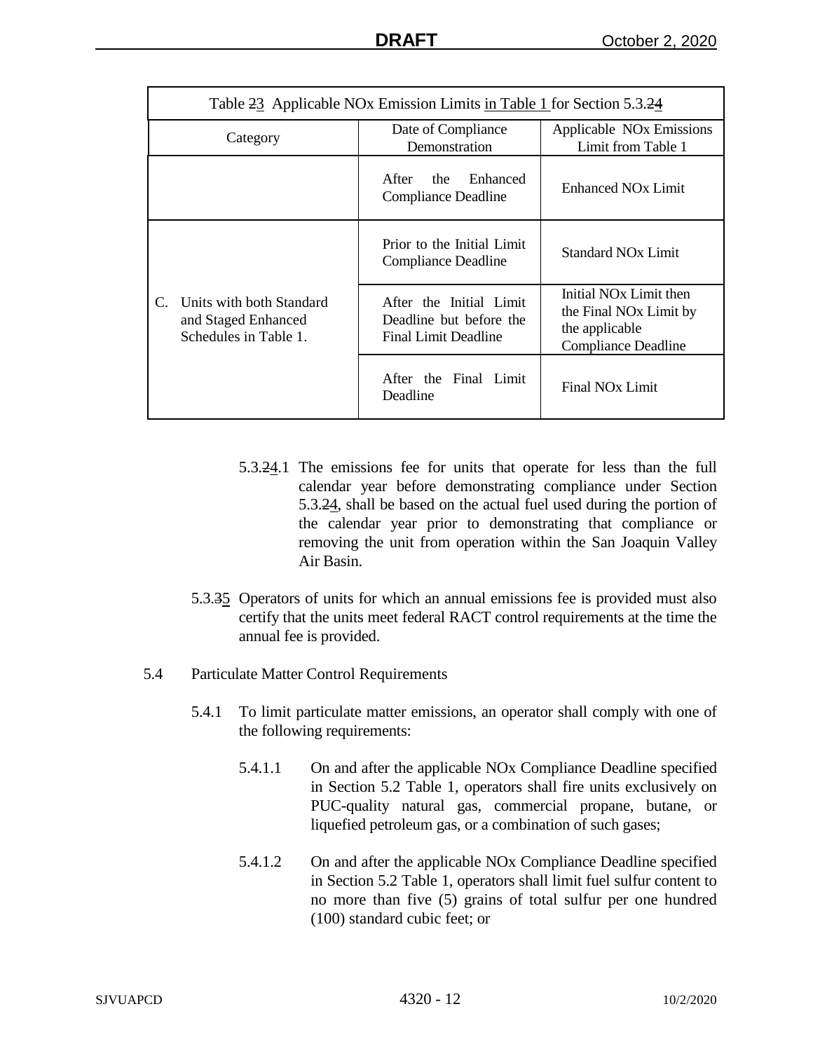| Table ~~2~~3 Applicable NOx Emission Limits in Table 1 for Section 5.3.~~2~~4 | | |
|---|---|---|
| Category | Date of Compliance Demonstration | Applicable NOx Emissions Limit from Table 1 |
| | After the Enhanced Compliance Deadline | Enhanced NOx Limit |
| C. Units with both Standard and Staged Enhanced Schedules in Table 1. | Prior to the Initial Limit Compliance Deadline | Standard NOx Limit |
| | After the Initial Limit Deadline but before the Final Limit Deadline | Initial NOx Limit then the Final NOx Limit by the applicable Compliance Deadline |
| | After the Final Limit Deadline | Final NOx Limit |

5.3.~~2~~4.1 The emissions fee for units that operate for less than the full calendar year before demonstrating compliance under Section 5.3.~~2~~4, shall be based on the actual fuel used during the portion of the calendar year prior to demonstrating that compliance or removing the unit from operation within the San Joaquin Valley Air Basin.

5.3.~~3~~5 Operators of units for which an annual emissions fee is provided must also certify that the units meet federal RACT control requirements at the time the annual fee is provided.

5.4 Particulate Matter Control Requirements

5.4.1 To limit particulate matter emissions, an operator shall comply with one of the following requirements:

5.4.1.1 On and after the applicable NOx Compliance Deadline specified in Section 5.2 Table 1, operators shall fire units exclusively on PUC-quality natural gas, commercial propane, butane, or liquefied petroleum gas, or a combination of such gases;

5.4.1.2 On and after the applicable NOx Compliance Deadline specified in Section 5.2 Table 1, operators shall limit fuel sulfur content to no more than five (5) grains of total sulfur per one hundred (100) standard cubic feet; or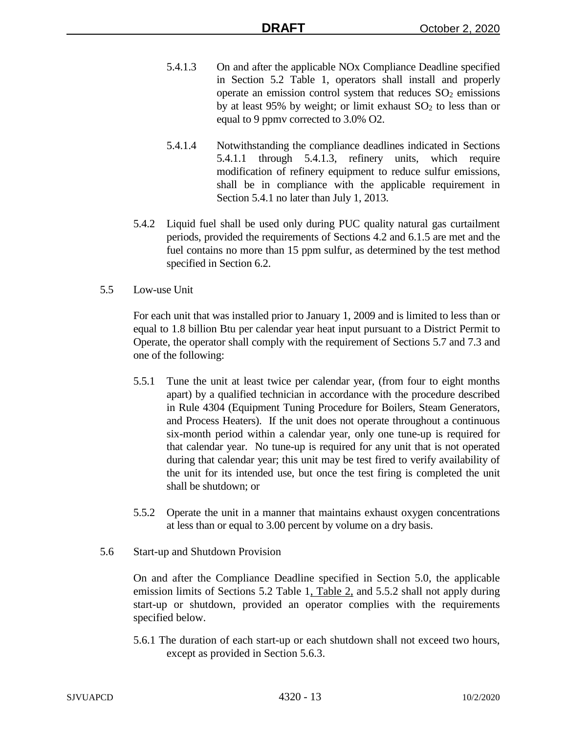5.4.1.3 On and after the applicable NOx Compliance Deadline specified in Section 5.2 Table 1, operators shall install and properly operate an emission control system that reduces $SO_2$ emissions by at least 95% by weight; or limit exhaust $SO_2$ to less than or equal to 9 ppmv corrected to 3.0% O2.

5.4.1.4 Notwithstanding the compliance deadlines indicated in Sections 5.4.1.1 through 5.4.1.3, refinery units, which require modification of refinery equipment to reduce sulfur emissions, shall be in compliance with the applicable requirement in Section 5.4.1 no later than July 1, 2013.

5.4.2 Liquid fuel shall be used only during PUC quality natural gas curtailment periods, provided the requirements of Sections 4.2 and 6.1.5 are met and the fuel contains no more than 15 ppm sulfur, as determined by the test method specified in Section 6.2.

5.5 Low-use Unit

For each unit that was installed prior to January 1, 2009 and is limited to less than or equal to 1.8 billion Btu per calendar year heat input pursuant to a District Permit to Operate, the operator shall comply with the requirement of Sections 5.7 and 7.3 and one of the following:

5.5.1 Tune the unit at least twice per calendar year, (from four to eight months apart) by a qualified technician in accordance with the procedure described in Rule 4304 (Equipment Tuning Procedure for Boilers, Steam Generators, and Process Heaters). If the unit does not operate throughout a continuous six-month period within a calendar year, only one tune-up is required for that calendar year. No tune-up is required for any unit that is not operated during that calendar year; this unit may be test fired to verify availability of the unit for its intended use, but once the test firing is completed the unit shall be shutdown; or

5.5.2 Operate the unit in a manner that maintains exhaust oxygen concentrations at less than or equal to 3.00 percent by volume on a dry basis.

5.6 Start-up and Shutdown Provision

On and after the Compliance Deadline specified in Section 5.0, the applicable emission limits of Sections 5.2 Table 1, Table 2, and 5.5.2 shall not apply during start-up or shutdown, provided an operator complies with the requirements specified below.

5.6.1 The duration of each start-up or each shutdown shall not exceed two hours, except as provided in Section 5.6.3.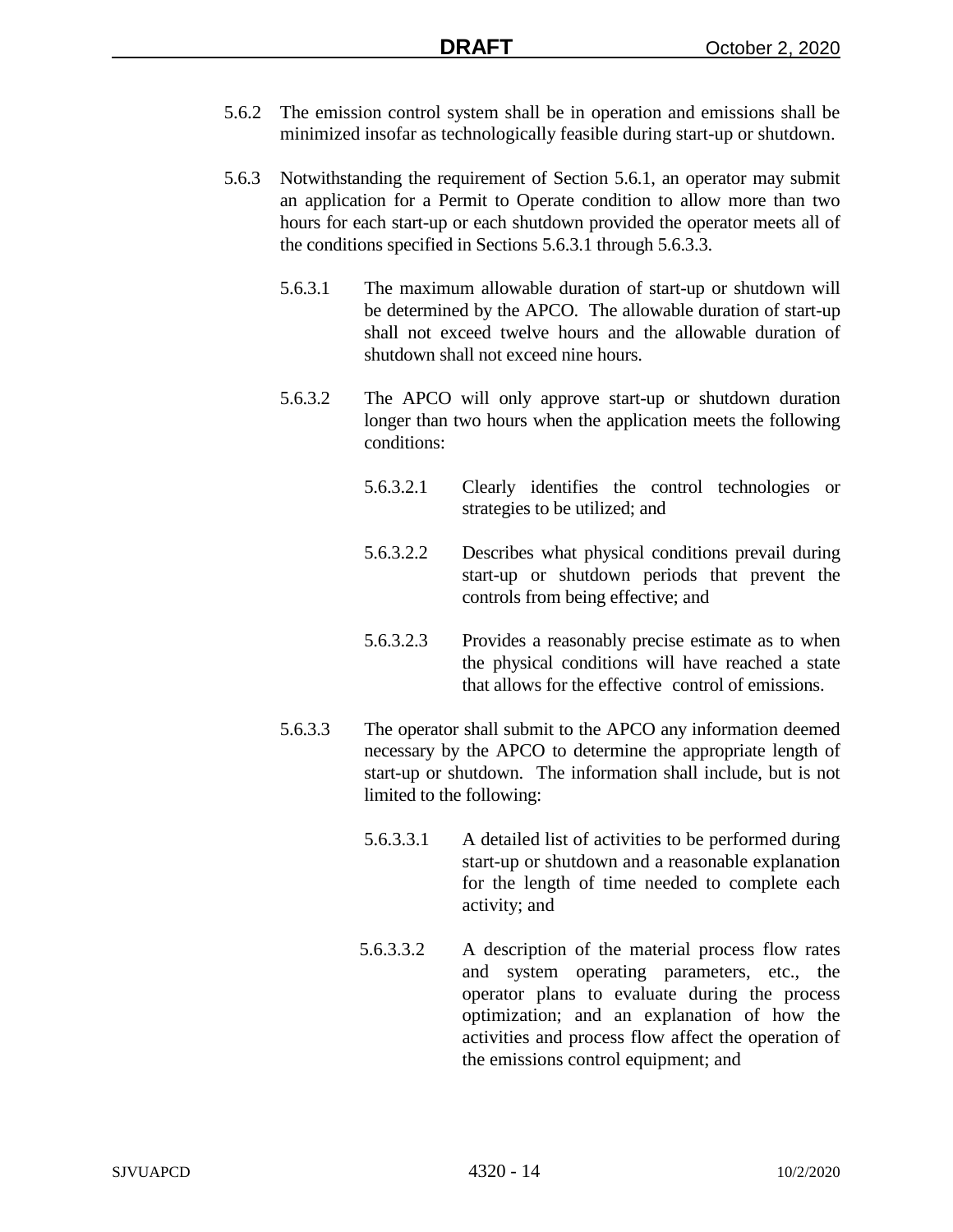5.6.2 The emission control system shall be in operation and emissions shall be minimized insofar as technologically feasible during start-up or shutdown.

5.6.3 Notwithstanding the requirement of Section 5.6.1, an operator may submit an application for a Permit to Operate condition to allow more than two hours for each start-up or each shutdown provided the operator meets all of the conditions specified in Sections 5.6.3.1 through 5.6.3.3.

5.6.3.1 The maximum allowable duration of start-up or shutdown will be determined by the APCO. The allowable duration of start-up shall not exceed twelve hours and the allowable duration of shutdown shall not exceed nine hours.

5.6.3.2 The APCO will only approve start-up or shutdown duration longer than two hours when the application meets the following conditions:

5.6.3.2.1 Clearly identifies the control technologies or strategies to be utilized; and

5.6.3.2.2 Describes what physical conditions prevail during start-up or shutdown periods that prevent the controls from being effective; and

5.6.3.2.3 Provides a reasonably precise estimate as to when the physical conditions will have reached a state that allows for the effective control of emissions.

5.6.3.3 The operator shall submit to the APCO any information deemed necessary by the APCO to determine the appropriate length of start-up or shutdown. The information shall include, but is not limited to the following:

5.6.3.3.1 A detailed list of activities to be performed during start-up or shutdown and a reasonable explanation for the length of time needed to complete each activity; and

5.6.3.3.2 A description of the material process flow rates and system operating parameters, etc., the operator plans to evaluate during the process optimization; and an explanation of how the activities and process flow affect the operation of the emissions control equipment; and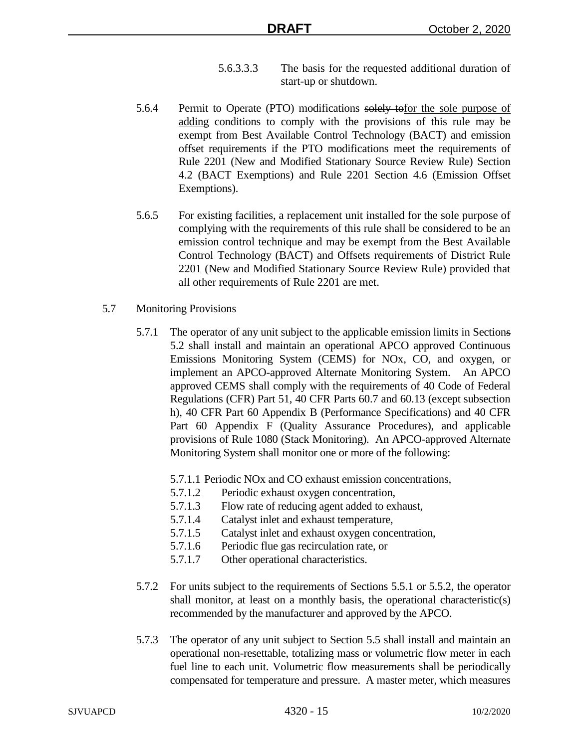5.6.3.3.3 The basis for the requested additional duration of start-up or shutdown.

5.6.4 Permit to Operate (PTO) modifications ~~solely to~~for the sole purpose of adding conditions to comply with the provisions of this rule may be exempt from Best Available Control Technology (BACT) and emission offset requirements if the PTO modifications meet the requirements of Rule 2201 (New and Modified Stationary Source Review Rule) Section 4.2 (BACT Exemptions) and Rule 2201 Section 4.6 (Emission Offset Exemptions).

5.6.5 For existing facilities, a replacement unit installed for the sole purpose of complying with the requirements of this rule shall be considered to be an emission control technique and may be exempt from the Best Available Control Technology (BACT) and Offsets requirements of District Rule 2201 (New and Modified Stationary Source Review Rule) provided that all other requirements of Rule 2201 are met.

5.7 Monitoring Provisions

5.7.1 The operator of any unit subject to the applicable emission limits in Section~~s~~ 5.2 shall install and maintain an operational APCO approved Continuous Emissions Monitoring System (CEMS) for NOx, CO, and oxygen, or implement an APCO-approved Alternate Monitoring System. An APCO approved CEMS shall comply with the requirements of 40 Code of Federal Regulations (CFR) Part 51, 40 CFR Parts 60.7 and 60.13 (except subsection h), 40 CFR Part 60 Appendix B (Performance Specifications) and 40 CFR Part 60 Appendix F (Quality Assurance Procedures), and applicable provisions of Rule 1080 (Stack Monitoring). An APCO-approved Alternate Monitoring System shall monitor one or more of the following:

5.7.1.1 Periodic NOx and CO exhaust emission concentrations,

5.7.1.2 Periodic exhaust oxygen concentration,

5.7.1.3 Flow rate of reducing agent added to exhaust,

5.7.1.4 Catalyst inlet and exhaust temperature,

5.7.1.5 Catalyst inlet and exhaust oxygen concentration,

5.7.1.6 Periodic flue gas recirculation rate, or

5.7.1.7 Other operational characteristics.

5.7.2 For units subject to the requirements of Sections 5.5.1 or 5.5.2, the operator shall monitor, at least on a monthly basis, the operational characteristic(s) recommended by the manufacturer and approved by the APCO.

5.7.3 The operator of any unit subject to Section 5.5 shall install and maintain an operational non-resettable, totalizing mass or volumetric flow meter in each fuel line to each unit. Volumetric flow measurements shall be periodically compensated for temperature and pressure. A master meter, which measures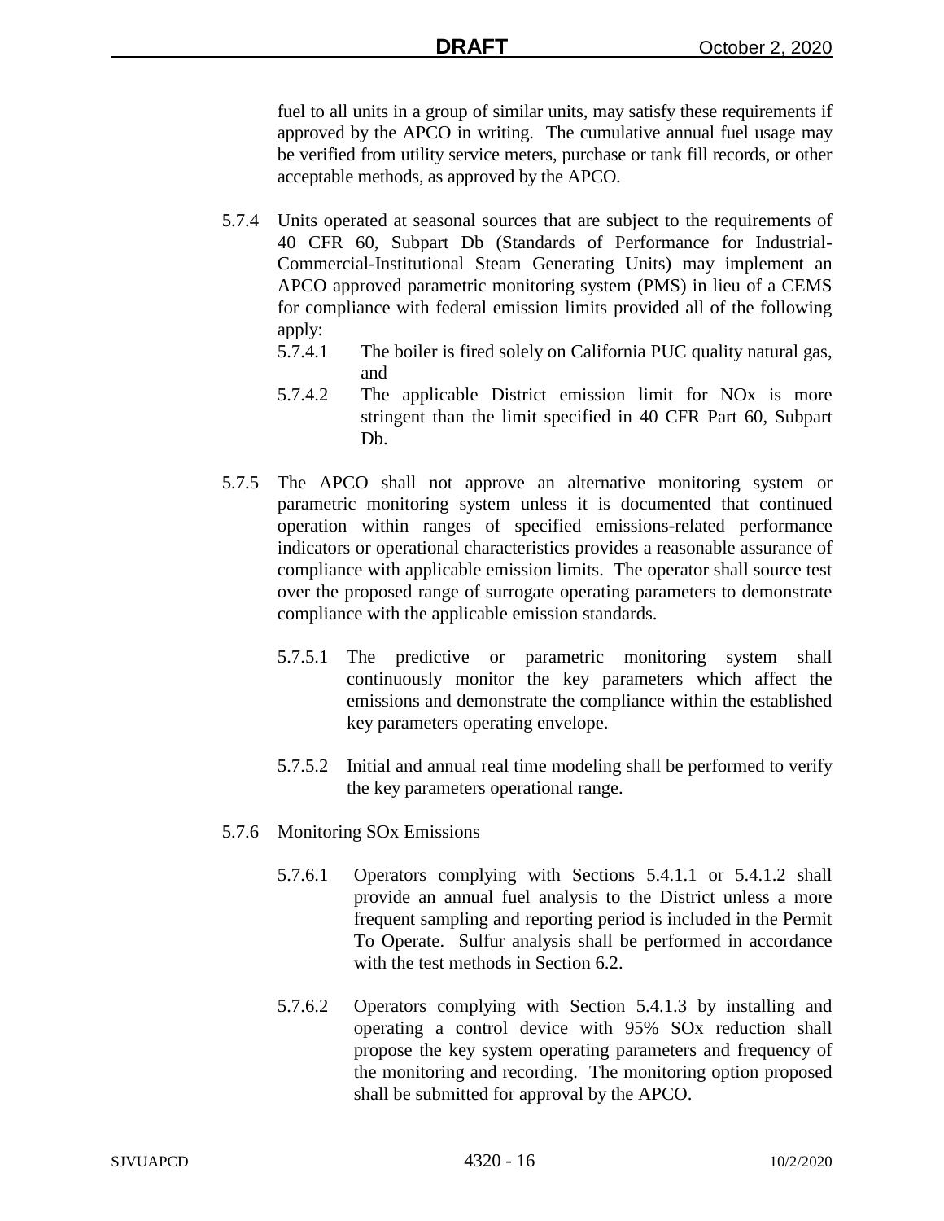fuel to all units in a group of similar units, may satisfy these requirements if approved by the APCO in writing. The cumulative annual fuel usage may be verified from utility service meters, purchase or tank fill records, or other acceptable methods, as approved by the APCO.

5.7.4 Units operated at seasonal sources that are subject to the requirements of 40 CFR 60, Subpart Db (Standards of Performance for Industrial-Commercial-Institutional Steam Generating Units) may implement an APCO approved parametric monitoring system (PMS) in lieu of a CEMS for compliance with federal emission limits provided all of the following apply:

5.7.4.1 The boiler is fired solely on California PUC quality natural gas, and

5.7.4.2 The applicable District emission limit for NOx is more stringent than the limit specified in 40 CFR Part 60, Subpart Db.

5.7.5 The APCO shall not approve an alternative monitoring system or parametric monitoring system unless it is documented that continued operation within ranges of specified emissions-related performance indicators or operational characteristics provides a reasonable assurance of compliance with applicable emission limits. The operator shall source test over the proposed range of surrogate operating parameters to demonstrate compliance with the applicable emission standards.

5.7.5.1 The predictive or parametric monitoring system shall continuously monitor the key parameters which affect the emissions and demonstrate the compliance within the established key parameters operating envelope.

5.7.5.2 Initial and annual real time modeling shall be performed to verify the key parameters operational range.

5.7.6 Monitoring SOx Emissions

5.7.6.1 Operators complying with Sections 5.4.1.1 or 5.4.1.2 shall provide an annual fuel analysis to the District unless a more frequent sampling and reporting period is included in the Permit To Operate. Sulfur analysis shall be performed in accordance with the test methods in Section 6.2.

5.7.6.2 Operators complying with Section 5.4.1.3 by installing and operating a control device with 95% SOx reduction shall propose the key system operating parameters and frequency of the monitoring and recording. The monitoring option proposed shall be submitted for approval by the APCO.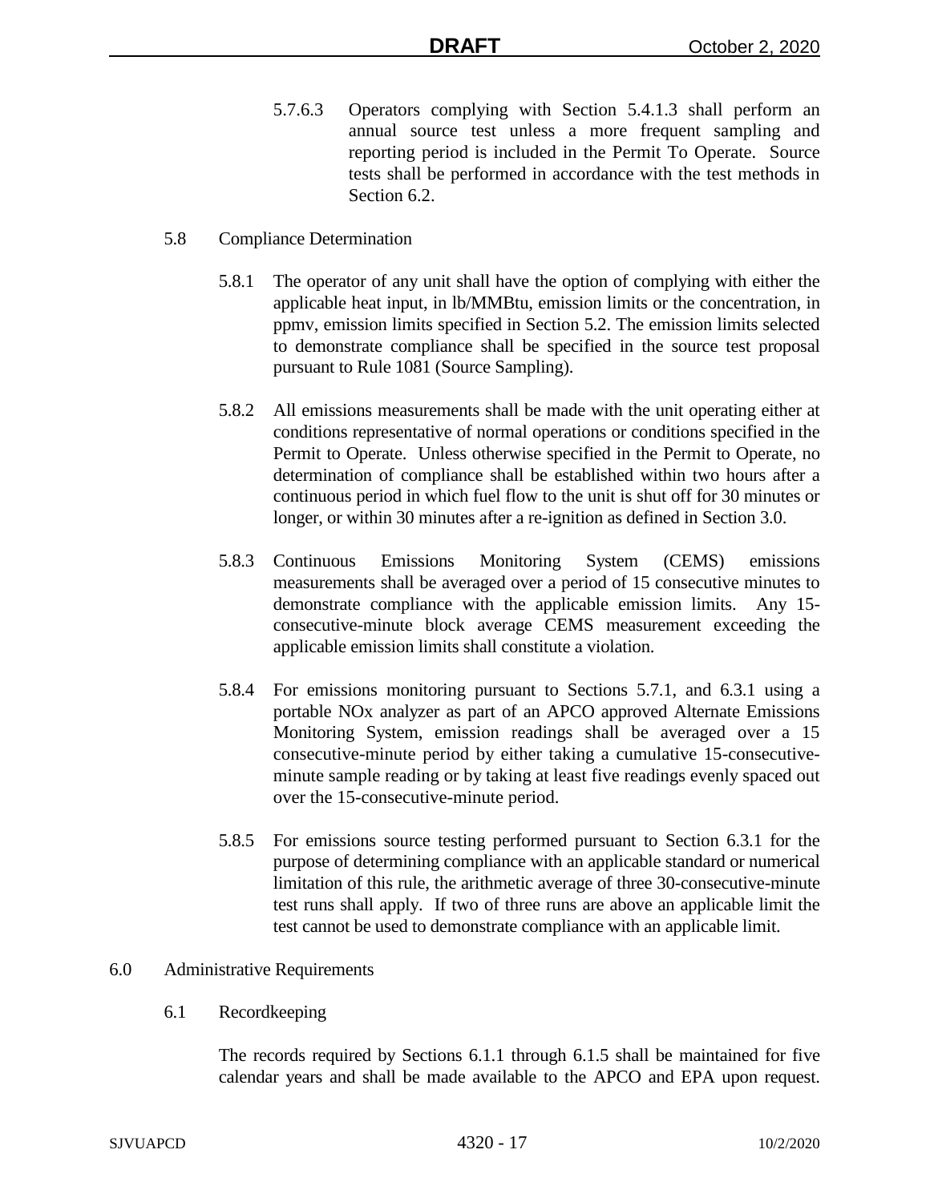5.7.6.3 Operators complying with Section 5.4.1.3 shall perform an annual source test unless a more frequent sampling and reporting period is included in the Permit To Operate. Source tests shall be performed in accordance with the test methods in Section 6.2.

5.8 Compliance Determination

5.8.1 The operator of any unit shall have the option of complying with either the applicable heat input, in lb/MMBtu, emission limits or the concentration, in ppmv, emission limits specified in Section 5.2. The emission limits selected to demonstrate compliance shall be specified in the source test proposal pursuant to Rule 1081 (Source Sampling).

5.8.2 All emissions measurements shall be made with the unit operating either at conditions representative of normal operations or conditions specified in the Permit to Operate. Unless otherwise specified in the Permit to Operate, no determination of compliance shall be established within two hours after a continuous period in which fuel flow to the unit is shut off for 30 minutes or longer, or within 30 minutes after a re-ignition as defined in Section 3.0.

5.8.3 Continuous Emissions Monitoring System (CEMS) emissions measurements shall be averaged over a period of 15 consecutive minutes to demonstrate compliance with the applicable emission limits. Any 15-consecutive-minute block average CEMS measurement exceeding the applicable emission limits shall constitute a violation.

5.8.4 For emissions monitoring pursuant to Sections 5.7.1, and 6.3.1 using a portable NOx analyzer as part of an APCO approved Alternate Emissions Monitoring System, emission readings shall be averaged over a 15 consecutive-minute period by either taking a cumulative 15-consecutive-minute sample reading or by taking at least five readings evenly spaced out over the 15-consecutive-minute period.

5.8.5 For emissions source testing performed pursuant to Section 6.3.1 for the purpose of determining compliance with an applicable standard or numerical limitation of this rule, the arithmetic average of three 30-consecutive-minute test runs shall apply. If two of three runs are above an applicable limit the test cannot be used to demonstrate compliance with an applicable limit.

## 6.0 Administrative Requirements

### 6.1 Recordkeeping

The records required by Sections 6.1.1 through 6.1.5 shall be maintained for five calendar years and shall be made available to the APCO and EPA upon request.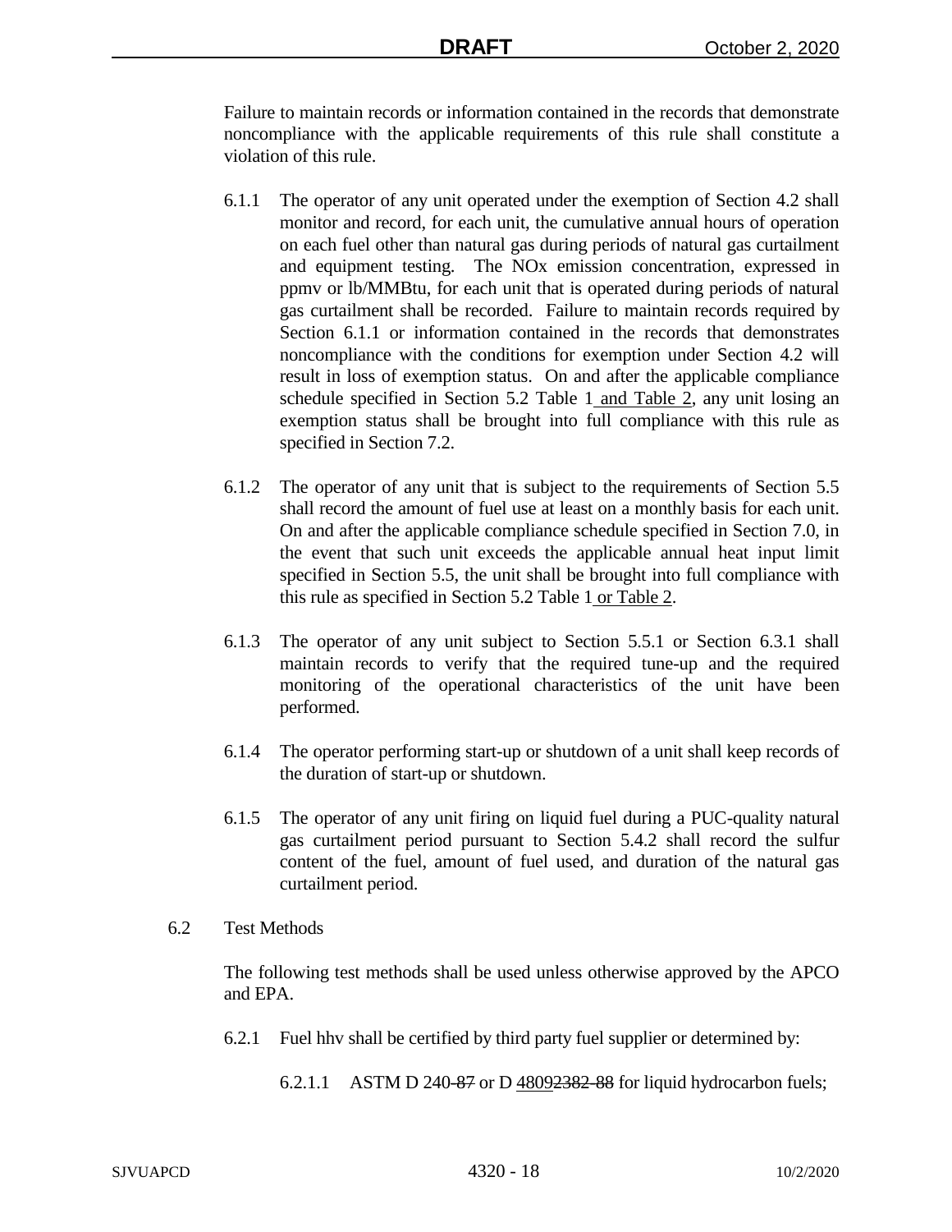Failure to maintain records or information contained in the records that demonstrate noncompliance with the applicable requirements of this rule shall constitute a violation of this rule.

6.1.1 The operator of any unit operated under the exemption of Section 4.2 shall monitor and record, for each unit, the cumulative annual hours of operation on each fuel other than natural gas during periods of natural gas curtailment and equipment testing. The NOx emission concentration, expressed in ppmv or lb/MMBtu, for each unit that is operated during periods of natural gas curtailment shall be recorded. Failure to maintain records required by Section 6.1.1 or information contained in the records that demonstrates noncompliance with the conditions for exemption under Section 4.2 will result in loss of exemption status. On and after the applicable compliance schedule specified in Section 5.2 Table 1 and Table 2, any unit losing an exemption status shall be brought into full compliance with this rule as specified in Section 7.2.

6.1.2 The operator of any unit that is subject to the requirements of Section 5.5 shall record the amount of fuel use at least on a monthly basis for each unit. On and after the applicable compliance schedule specified in Section 7.0, in the event that such unit exceeds the applicable annual heat input limit specified in Section 5.5, the unit shall be brought into full compliance with this rule as specified in Section 5.2 Table 1 or Table 2.

6.1.3 The operator of any unit subject to Section 5.5.1 or Section 6.3.1 shall maintain records to verify that the required tune-up and the required monitoring of the operational characteristics of the unit have been performed.

6.1.4 The operator performing start-up or shutdown of a unit shall keep records of the duration of start-up or shutdown.

6.1.5 The operator of any unit firing on liquid fuel during a PUC-quality natural gas curtailment period pursuant to Section 5.4.2 shall record the sulfur content of the fuel, amount of fuel used, and duration of the natural gas curtailment period.

6.2 Test Methods

The following test methods shall be used unless otherwise approved by the APCO and EPA.

6.2.1 Fuel hhv shall be certified by third party fuel supplier or determined by:

6.2.1.1 ASTM D 240~~-87~~ or D 4809~~2382-88~~ for liquid hydrocarbon fuels;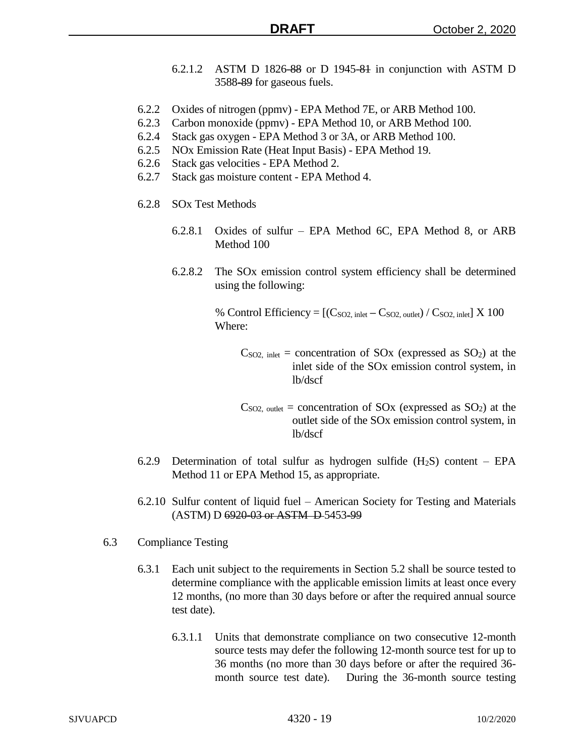6.2.1.2 ASTM D 1826~~-88~~ or D 1945~~-81~~ in conjunction with ASTM D 3588~~-89~~ for gaseous fuels.

6.2.2 Oxides of nitrogen (ppmv) - EPA Method 7E, or ARB Method 100.

6.2.3 Carbon monoxide (ppmv) - EPA Method 10, or ARB Method 100.

6.2.4 Stack gas oxygen - EPA Method 3 or 3A, or ARB Method 100.

6.2.5 NOx Emission Rate (Heat Input Basis) - EPA Method 19.

6.2.6 Stack gas velocities - EPA Method 2.

6.2.7 Stack gas moisture content - EPA Method 4.

6.2.8 SOx Test Methods

6.2.8.1 Oxides of sulfur – EPA Method 6C, EPA Method 8, or ARB Method 100

6.2.8.2 The SOx emission control system efficiency shall be determined using the following:

$$\% \text{ Control Efficiency} = [(C_{SO2,\ inlet} - C_{SO2,\ outlet}) / C_{SO2,\ inlet}] \text{ X } 100$$

Where:

$C_{SO2,\ inlet}$ = concentration of SOx (expressed as $SO_2$) at the inlet side of the SOx emission control system, in lb/dscf

$C_{SO2,\ outlet}$ = concentration of SOx (expressed as $SO_2$) at the outlet side of the SOx emission control system, in lb/dscf

6.2.9 Determination of total sulfur as hydrogen sulfide ($H_2S$) content – EPA Method 11 or EPA Method 15, as appropriate.

6.2.10 Sulfur content of liquid fuel – American Society for Testing and Materials (ASTM) D ~~6920-03 or ASTM D~~ 5453~~-99~~

6.3 Compliance Testing

6.3.1 Each unit subject to the requirements in Section 5.2 shall be source tested to determine compliance with the applicable emission limits at least once every 12 months, (no more than 30 days before or after the required annual source test date).

6.3.1.1 Units that demonstrate compliance on two consecutive 12-month source tests may defer the following 12-month source test for up to 36 months (no more than 30 days before or after the required 36-month source test date). During the 36-month source testing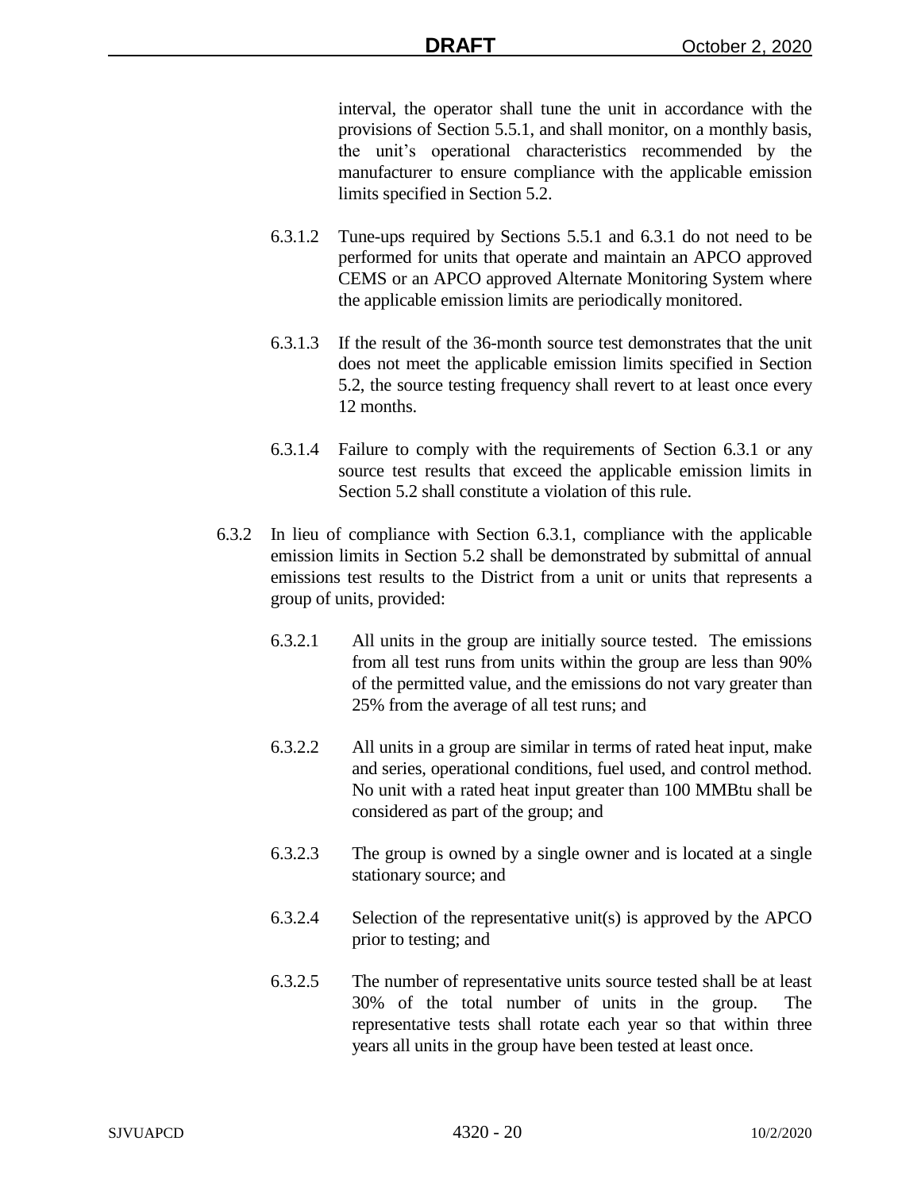interval, the operator shall tune the unit in accordance with the provisions of Section 5.5.1, and shall monitor, on a monthly basis, the unit's operational characteristics recommended by the manufacturer to ensure compliance with the applicable emission limits specified in Section 5.2.

6.3.1.2 Tune-ups required by Sections 5.5.1 and 6.3.1 do not need to be performed for units that operate and maintain an APCO approved CEMS or an APCO approved Alternate Monitoring System where the applicable emission limits are periodically monitored.

6.3.1.3 If the result of the 36-month source test demonstrates that the unit does not meet the applicable emission limits specified in Section 5.2, the source testing frequency shall revert to at least once every 12 months.

6.3.1.4 Failure to comply with the requirements of Section 6.3.1 or any source test results that exceed the applicable emission limits in Section 5.2 shall constitute a violation of this rule.

6.3.2 In lieu of compliance with Section 6.3.1, compliance with the applicable emission limits in Section 5.2 shall be demonstrated by submittal of annual emissions test results to the District from a unit or units that represents a group of units, provided:

6.3.2.1 All units in the group are initially source tested. The emissions from all test runs from units within the group are less than 90% of the permitted value, and the emissions do not vary greater than 25% from the average of all test runs; and

6.3.2.2 All units in a group are similar in terms of rated heat input, make and series, operational conditions, fuel used, and control method. No unit with a rated heat input greater than 100 MMBtu shall be considered as part of the group; and

6.3.2.3 The group is owned by a single owner and is located at a single stationary source; and

6.3.2.4 Selection of the representative unit(s) is approved by the APCO prior to testing; and

6.3.2.5 The number of representative units source tested shall be at least 30% of the total number of units in the group. The representative tests shall rotate each year so that within three years all units in the group have been tested at least once.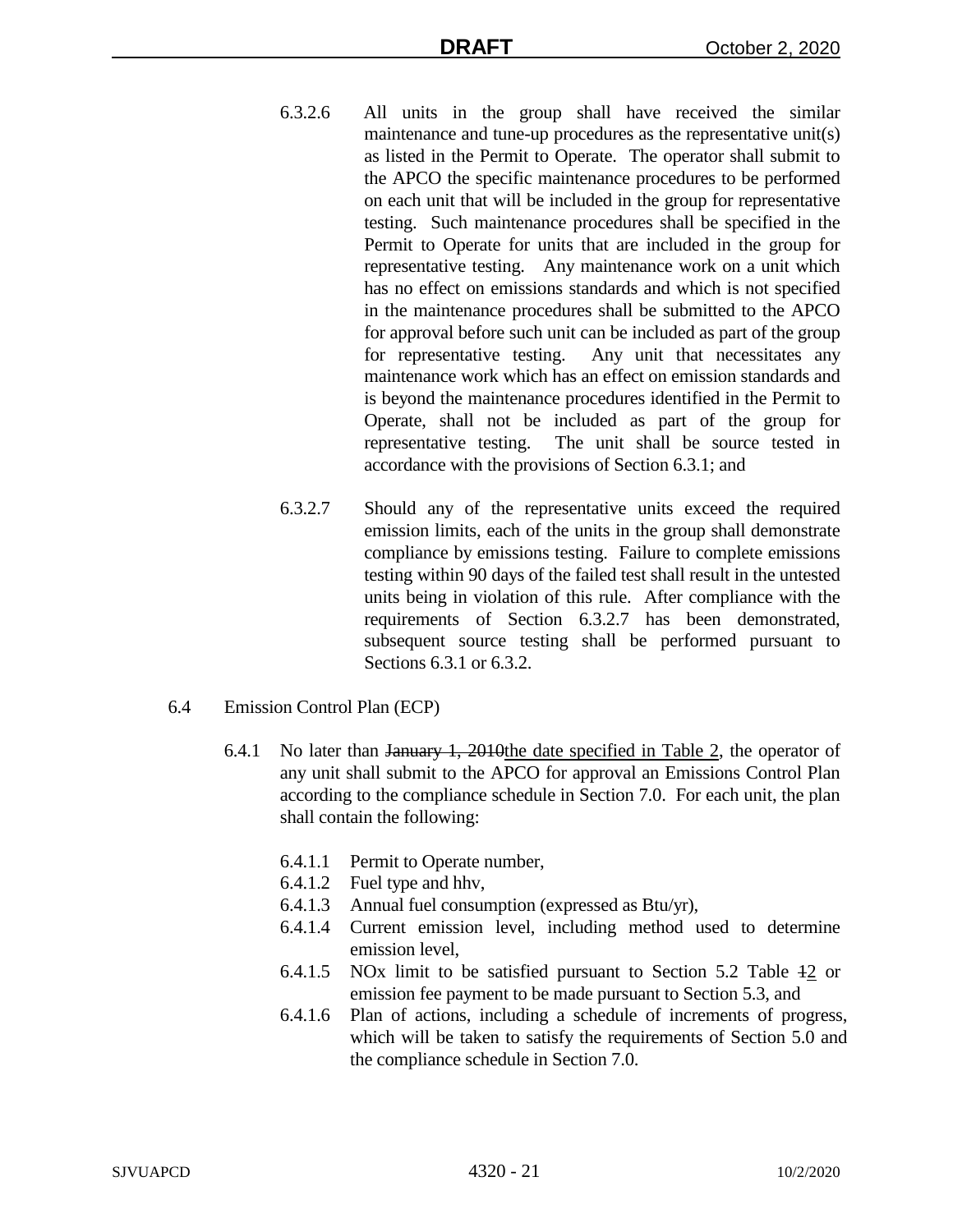6.3.2.6 All units in the group shall have received the similar maintenance and tune-up procedures as the representative unit(s) as listed in the Permit to Operate. The operator shall submit to the APCO the specific maintenance procedures to be performed on each unit that will be included in the group for representative testing. Such maintenance procedures shall be specified in the Permit to Operate for units that are included in the group for representative testing. Any maintenance work on a unit which has no effect on emissions standards and which is not specified in the maintenance procedures shall be submitted to the APCO for approval before such unit can be included as part of the group for representative testing. Any unit that necessitates any maintenance work which has an effect on emission standards and is beyond the maintenance procedures identified in the Permit to Operate, shall not be included as part of the group for representative testing. The unit shall be source tested in accordance with the provisions of Section 6.3.1; and

6.3.2.7 Should any of the representative units exceed the required emission limits, each of the units in the group shall demonstrate compliance by emissions testing. Failure to complete emissions testing within 90 days of the failed test shall result in the untested units being in violation of this rule. After compliance with the requirements of Section 6.3.2.7 has been demonstrated, subsequent source testing shall be performed pursuant to Sections 6.3.1 or 6.3.2.

6.4 Emission Control Plan (ECP)

6.4.1 No later than ~~January 1, 2010~~the date specified in Table 2, the operator of any unit shall submit to the APCO for approval an Emissions Control Plan according to the compliance schedule in Section 7.0. For each unit, the plan shall contain the following:

- 6.4.1.1 Permit to Operate number,
- 6.4.1.2 Fuel type and hhv,
- 6.4.1.3 Annual fuel consumption (expressed as Btu/yr),
- 6.4.1.4 Current emission level, including method used to determine emission level,
- 6.4.1.5 NOx limit to be satisfied pursuant to Section 5.2 Table ~~1~~2 or emission fee payment to be made pursuant to Section 5.3, and
- 6.4.1.6 Plan of actions, including a schedule of increments of progress, which will be taken to satisfy the requirements of Section 5.0 and the compliance schedule in Section 7.0.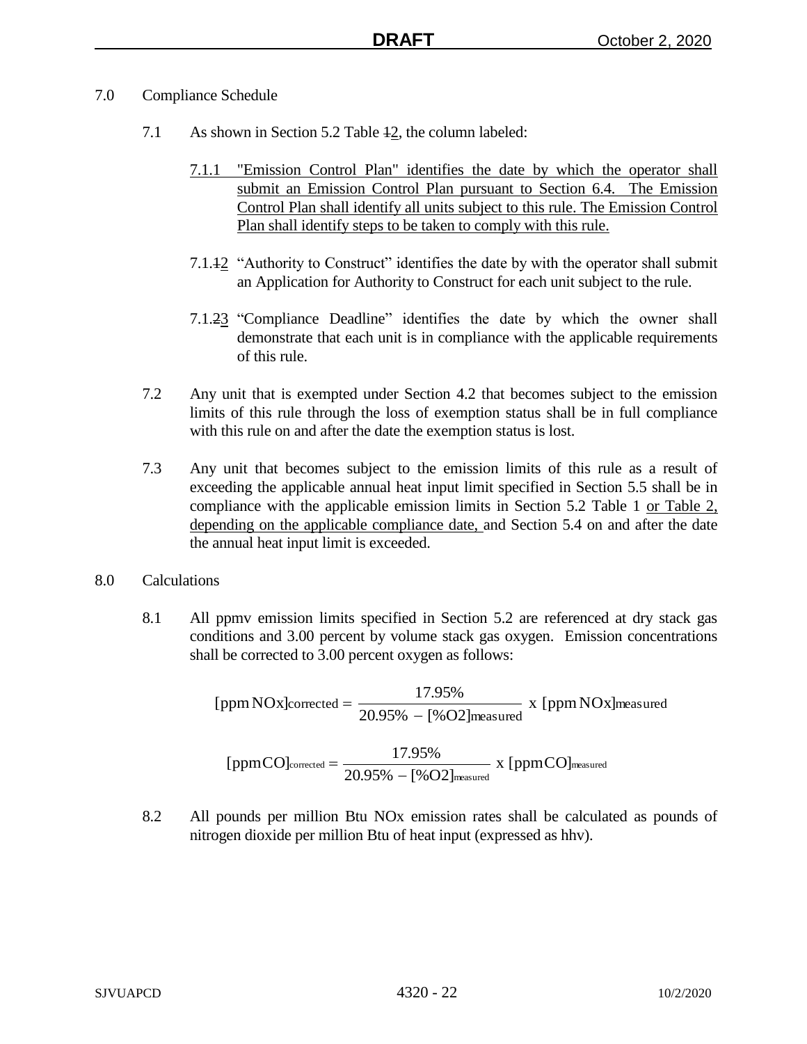7.0 Compliance Schedule

7.1 As shown in Section 5.2 Table 12, the column labeled:

7.1.1 "Emission Control Plan" identifies the date by which the operator shall submit an Emission Control Plan pursuant to Section 6.4. The Emission Control Plan shall identify all units subject to this rule. The Emission Control Plan shall identify steps to be taken to comply with this rule.

7.1.12 "Authority to Construct" identifies the date by with the operator shall submit an Application for Authority to Construct for each unit subject to the rule.

7.1.23 "Compliance Deadline" identifies the date by which the owner shall demonstrate that each unit is in compliance with the applicable requirements of this rule.

7.2 Any unit that is exempted under Section 4.2 that becomes subject to the emission limits of this rule through the loss of exemption status shall be in full compliance with this rule on and after the date the exemption status is lost.

7.3 Any unit that becomes subject to the emission limits of this rule as a result of exceeding the applicable annual heat input limit specified in Section 5.5 shall be in compliance with the applicable emission limits in Section 5.2 Table 1 or Table 2, depending on the applicable compliance date, and Section 5.4 on and after the date the annual heat input limit is exceeded.

8.0 Calculations

8.1 All ppmv emission limits specified in Section 5.2 are referenced at dry stack gas conditions and 3.00 percent by volume stack gas oxygen. Emission concentrations shall be corrected to 3.00 percent oxygen as follows:

$$[\text{ppm NOx}]_{\text{corrected}} = \frac{17.95\%}{20.95\% - [\%\text{O2}]_{\text{measured}}} \text{ x } [\text{ppm NOx}]_{\text{measured}}$$

$$[\text{ppm CO}]_{\text{corrected}} = \frac{17.95\%}{20.95\% - [\%\text{O2}]_{\text{measured}}} \text{ x } [\text{ppm CO}]_{\text{measured}}$$

8.2 All pounds per million Btu NOx emission rates shall be calculated as pounds of nitrogen dioxide per million Btu of heat input (expressed as hhv).